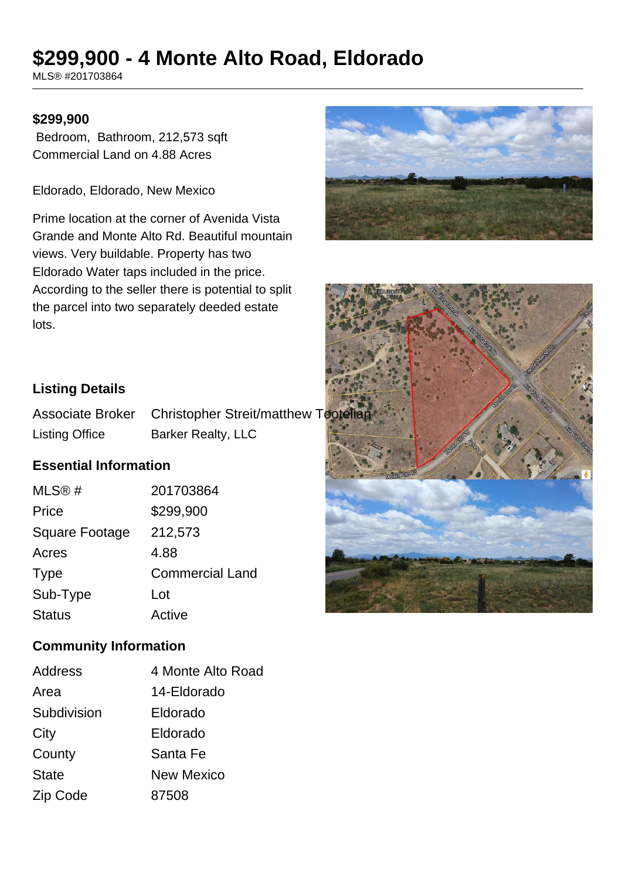# $299,900 - 4 Monte Alto Road, Eldorado

MLS® #201703864

**$299,900**

Bedroom, Bathroom, 212,573 sqft

Commercial Land on 4.88 Acres

Eldorado, Eldorado, New Mexico

Prime location at the corner of Avenida Vista Grande and Monte Alto Rd. Beautiful mountain views. Very buildable. Property has two Eldorado Water taps included in the price. According to the seller there is potential to split the parcel into two separately deeded estate lots.

## Listing Details

| | |
|---|---|
| Associate Broker | Christopher Streit/matthew Tootelian |
| Listing Office | Barker Realty, LLC |

## Essential Information

| | |
|---|---|
| MLS® # | 201703864 |
| Price | $299,900 |
| Square Footage | 212,573 |
| Acres | 4.88 |
| Type | Commercial Land |
| Sub-Type | Lot |
| Status | Active |

## Community Information

| | |
|---|---|
| Address | 4 Monte Alto Road |
| Area | 14-Eldorado |
| Subdivision | Eldorado |
| City | Eldorado |
| County | Santa Fe |
| State | New Mexico |
| Zip Code | 87508 |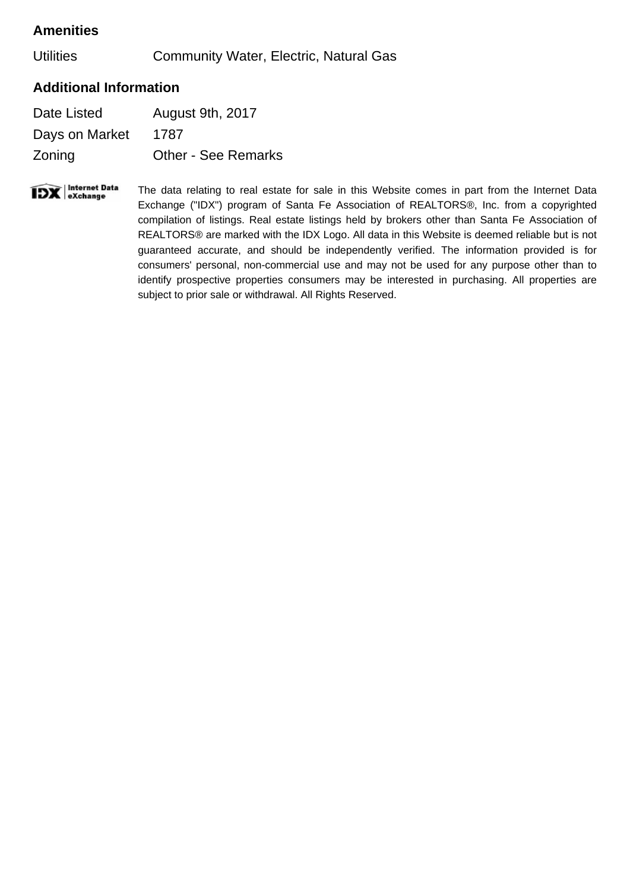### Amenities

| | |
|---|---|
| Utilities | Community Water, Electric, Natural Gas |

### Additional Information

| | |
|---|---|
| Date Listed | August 9th, 2017 |
| Days on Market | 1787 |
| Zoning | Other - See Remarks |

IDX | Internet Data eXchange

The data relating to real estate for sale in this Website comes in part from the Internet Data Exchange ("IDX") program of Santa Fe Association of REALTORS®, Inc. from a copyrighted compilation of listings. Real estate listings held by brokers other than Santa Fe Association of REALTORS® are marked with the IDX Logo. All data in this Website is deemed reliable but is not guaranteed accurate, and should be independently verified. The information provided is for consumers' personal, non-commercial use and may not be used for any purpose other than to identify prospective properties consumers may be interested in purchasing. All properties are subject to prior sale or withdrawal. All Rights Reserved.